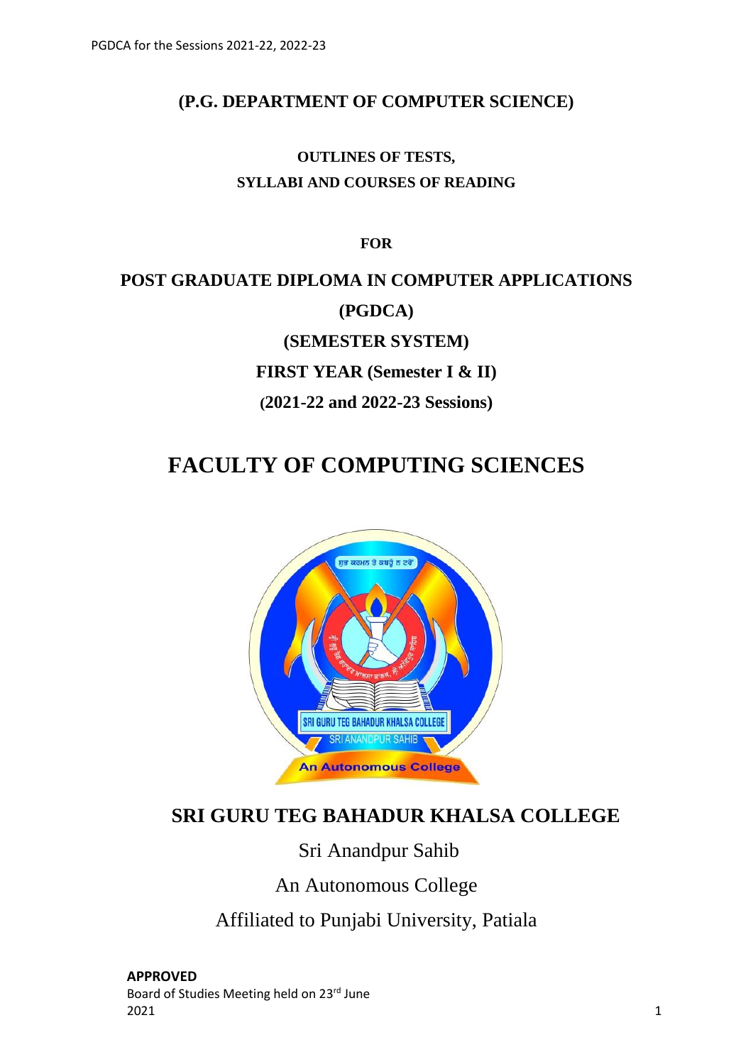**(P.G. DEPARTMENT OF COMPUTER SCIENCE)**

**OUTLINES OF TESTS,**

**SYLLABI AND COURSES OF READING**

**FOR**

**POST GRADUATE DIPLOMA IN COMPUTER APPLICATIONS**

**(PGDCA)**

**(SEMESTER SYSTEM)**

**FIRST YEAR (Semester I & II)**

**(2021-22 and 2022-23 Sessions)**

# FACULTY OF COMPUTING SCIENCES

## SRI GURU TEG BAHADUR KHALSA COLLEGE

Sri Anandpur Sahib

An Autonomous College

Affiliated to Punjabi University, Patiala

**APPROVED**
Board of Studies Meeting held on 23rd June 2021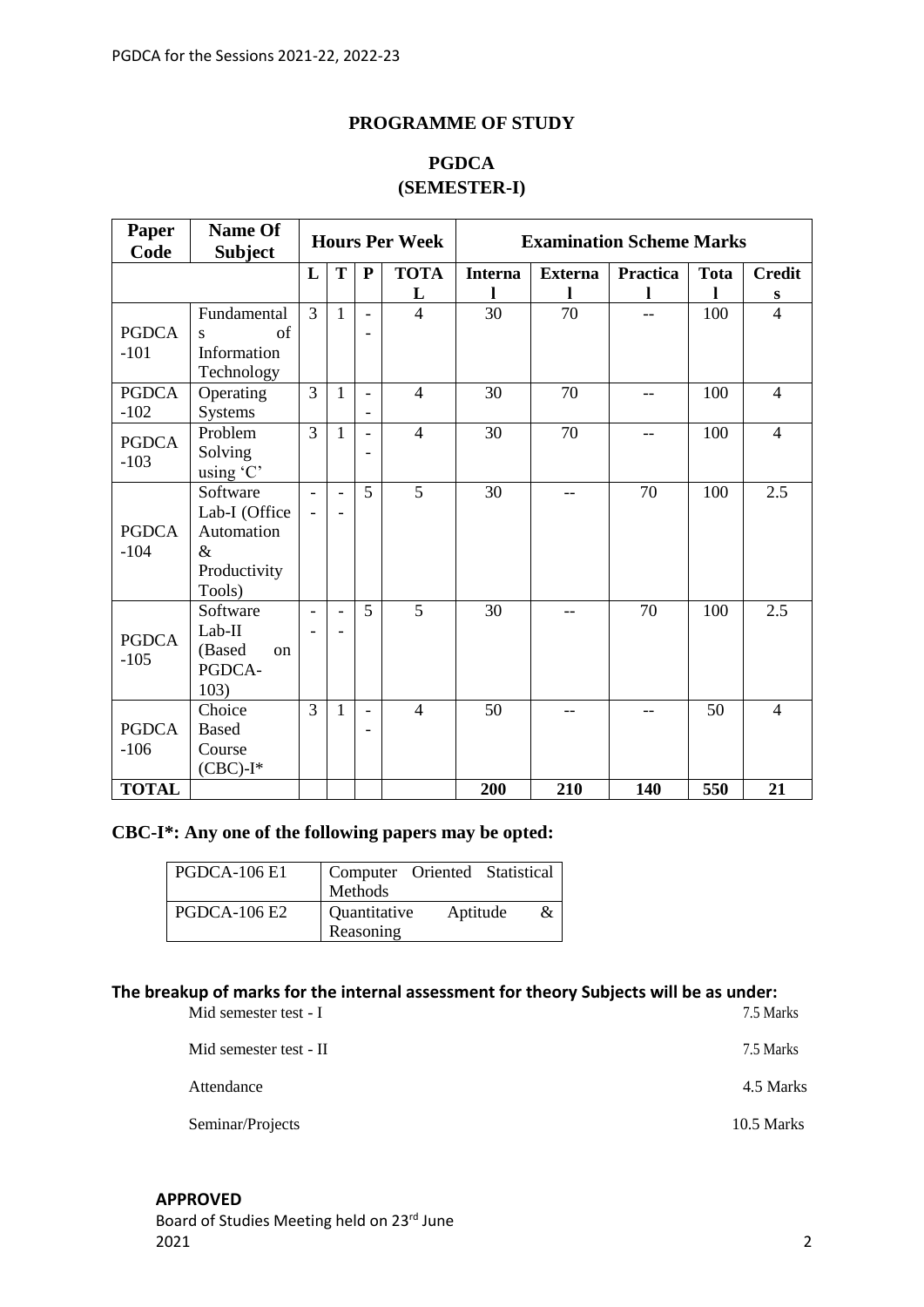# PROGRAMME OF STUDY

## PGDCA
## (SEMESTER-I)

| Paper Code | Name Of Subject | Hours Per Week | | | | Examination Scheme Marks | | | | |
|---|---|---|---|---|---|---|---|---|---|---|
| | | L | T | P | TOTAL | Internal | External | Practical | Total | Credits |
| PGDCA-101 | Fundamentals of Information Technology | 3 | 1 | -- | 4 | 30 | 70 | -- | 100 | 4 |
| PGDCA-102 | Operating Systems | 3 | 1 | -- | 4 | 30 | 70 | -- | 100 | 4 |
| PGDCA-103 | Problem Solving using 'C' | 3 | 1 | -- | 4 | 30 | 70 | -- | 100 | 4 |
| PGDCA-104 | Software Lab-I (Office Automation & Productivity Tools) | -- | -- | 5 | 5 | 30 | -- | 70 | 100 | 2.5 |
| PGDCA-105 | Software Lab-II (Based on PGDCA-103) | -- | -- | 5 | 5 | 30 | -- | 70 | 100 | 2.5 |
| PGDCA-106 | Choice Based Course (CBC)-I* | 3 | 1 | -- | 4 | 50 | -- | -- | 50 | 4 |
| **TOTAL** | | | | | | **200** | **210** | **140** | **550** | **21** |

### CBC-I*: Any one of the following papers may be opted:

| PGDCA-106 E1 | Computer Oriented Statistical Methods |
|---|---|
| PGDCA-106 E2 | Quantitative Aptitude & Reasoning |

### The breakup of marks for the internal assessment for theory Subjects will be as under:

| | |
|---|---|
| Mid semester test - I | 7.5 Marks |
| Mid semester test - II | 7.5 Marks |
| Attendance | 4.5 Marks |
| Seminar/Projects | 10.5 Marks |

**APPROVED**
Board of Studies Meeting held on 23rd June 2021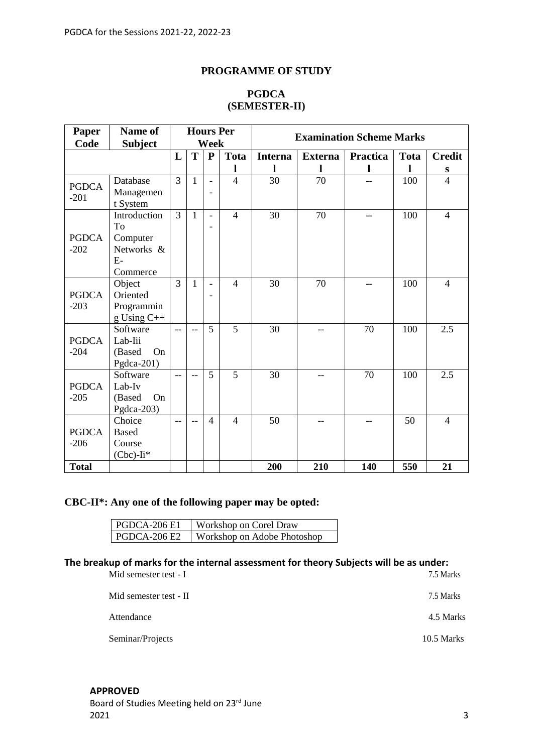## PROGRAMME OF STUDY

## PGDCA
## (SEMESTER-II)

| Paper Code | Name of Subject | Hours Per Week | | | | Examination Scheme Marks | | | | |
|---|---|---|---|---|---|---|---|---|---|---|
| | | L | T | P | Total | Internal | External | Practical | Total | Credits |
| PGDCA -201 | Database Management System | 3 | 1 | -- | 4 | 30 | 70 | -- | 100 | 4 |
| PGDCA -202 | Introduction To Computer Networks & E-Commerce | 3 | 1 | -- | 4 | 30 | 70 | -- | 100 | 4 |
| PGDCA -203 | Object Oriented Programming Using C++ | 3 | 1 | -- | 4 | 30 | 70 | -- | 100 | 4 |
| PGDCA -204 | Software Lab-Iii (Based On Pgdca-201) | -- | -- | 5 | 5 | 30 | -- | 70 | 100 | 2.5 |
| PGDCA -205 | Software Lab-Iv (Based On Pgdca-203) | -- | -- | 5 | 5 | 30 | -- | 70 | 100 | 2.5 |
| PGDCA -206 | Choice Based Course (Cbc)-Ii* | -- | -- | 4 | 4 | 50 | -- | -- | 50 | 4 |
| **Total** | | | | | | **200** | **210** | **140** | **550** | **21** |

**CBC-II\*: Any one of the following paper may be opted:**

| PGDCA-206 E1 | Workshop on Corel Draw |
|---|---|
| PGDCA-206 E2 | Workshop on Adobe Photoshop |

**The breakup of marks for the internal assessment for theory Subjects will be as under:**

| | |
|---|---|
| Mid semester test - I | 7.5 Marks |
| Mid semester test - II | 7.5 Marks |
| Attendance | 4.5 Marks |
| Seminar/Projects | 10.5 Marks |

**APPROVED**
Board of Studies Meeting held on 23rd June 2021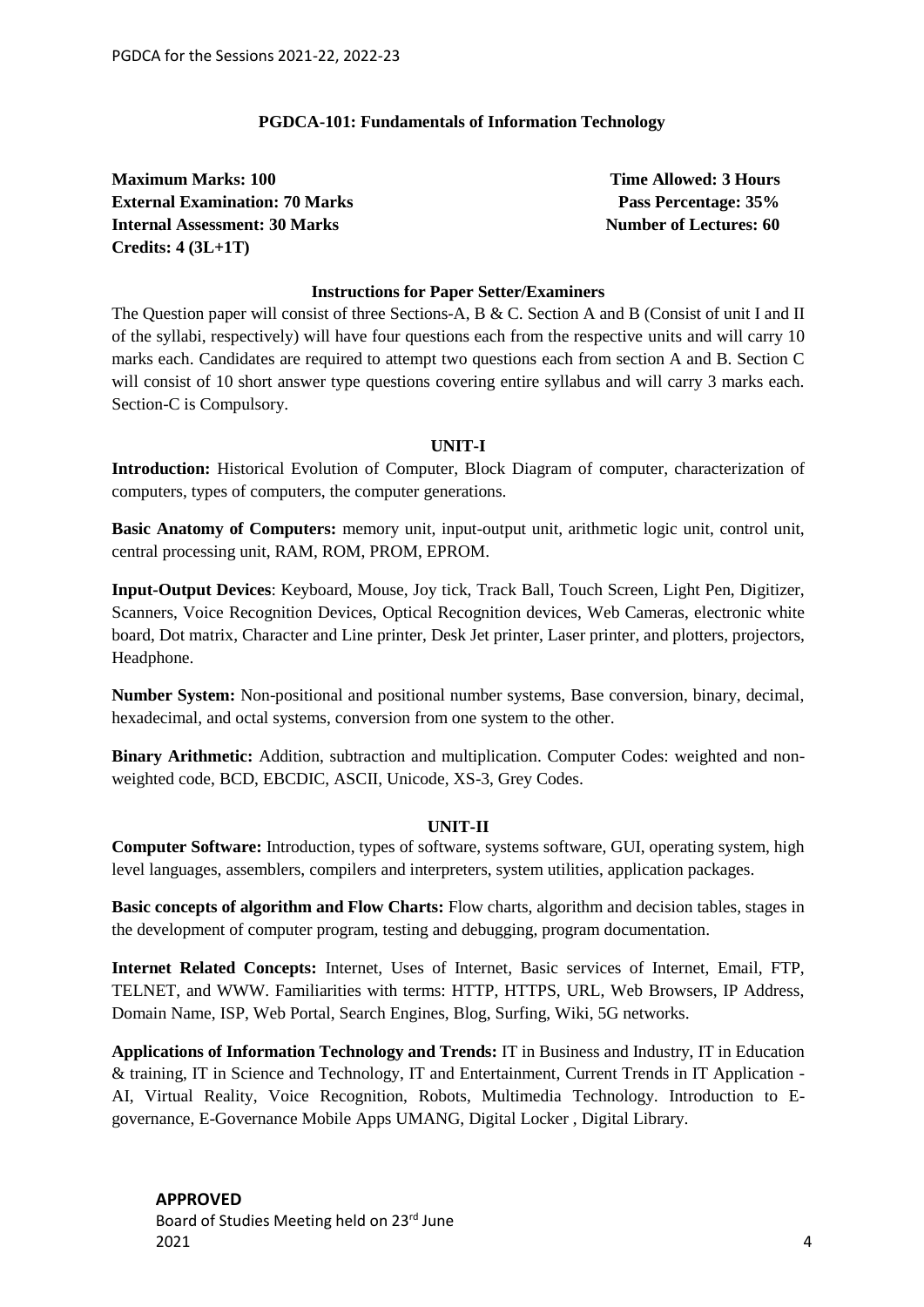## PGDCA-101: Fundamentals of Information Technology

**Maximum Marks: 100**
**External Examination: 70 Marks**
**Internal Assessment: 30 Marks**
**Credits: 4 (3L+1T)**

**Time Allowed: 3 Hours**
**Pass Percentage: 35%**
**Number of Lectures: 60**

### Instructions for Paper Setter/Examiners

The Question paper will consist of three Sections-A, B & C. Section A and B (Consist of unit I and II of the syllabi, respectively) will have four questions each from the respective units and will carry 10 marks each. Candidates are required to attempt two questions each from section A and B. Section C will consist of 10 short answer type questions covering entire syllabus and will carry 3 marks each. Section-C is Compulsory.

### UNIT-I

**Introduction:** Historical Evolution of Computer, Block Diagram of computer, characterization of computers, types of computers, the computer generations.

**Basic Anatomy of Computers:** memory unit, input-output unit, arithmetic logic unit, control unit, central processing unit, RAM, ROM, PROM, EPROM.

**Input-Output Devices**: Keyboard, Mouse, Joy tick, Track Ball, Touch Screen, Light Pen, Digitizer, Scanners, Voice Recognition Devices, Optical Recognition devices, Web Cameras, electronic white board, Dot matrix, Character and Line printer, Desk Jet printer, Laser printer, and plotters, projectors, Headphone.

**Number System:** Non-positional and positional number systems, Base conversion, binary, decimal, hexadecimal, and octal systems, conversion from one system to the other.

**Binary Arithmetic:** Addition, subtraction and multiplication. Computer Codes: weighted and non-weighted code, BCD, EBCDIC, ASCII, Unicode, XS-3, Grey Codes.

### UNIT-II

**Computer Software:** Introduction, types of software, systems software, GUI, operating system, high level languages, assemblers, compilers and interpreters, system utilities, application packages.

**Basic concepts of algorithm and Flow Charts:** Flow charts, algorithm and decision tables, stages in the development of computer program, testing and debugging, program documentation.

**Internet Related Concepts:** Internet, Uses of Internet, Basic services of Internet, Email, FTP, TELNET, and WWW. Familiarities with terms: HTTP, HTTPS, URL, Web Browsers, IP Address, Domain Name, ISP, Web Portal, Search Engines, Blog, Surfing, Wiki, 5G networks.

**Applications of Information Technology and Trends:** IT in Business and Industry, IT in Education & training, IT in Science and Technology, IT and Entertainment, Current Trends in IT Application - AI, Virtual Reality, Voice Recognition, Robots, Multimedia Technology. Introduction to E-governance, E-Governance Mobile Apps UMANG, Digital Locker , Digital Library.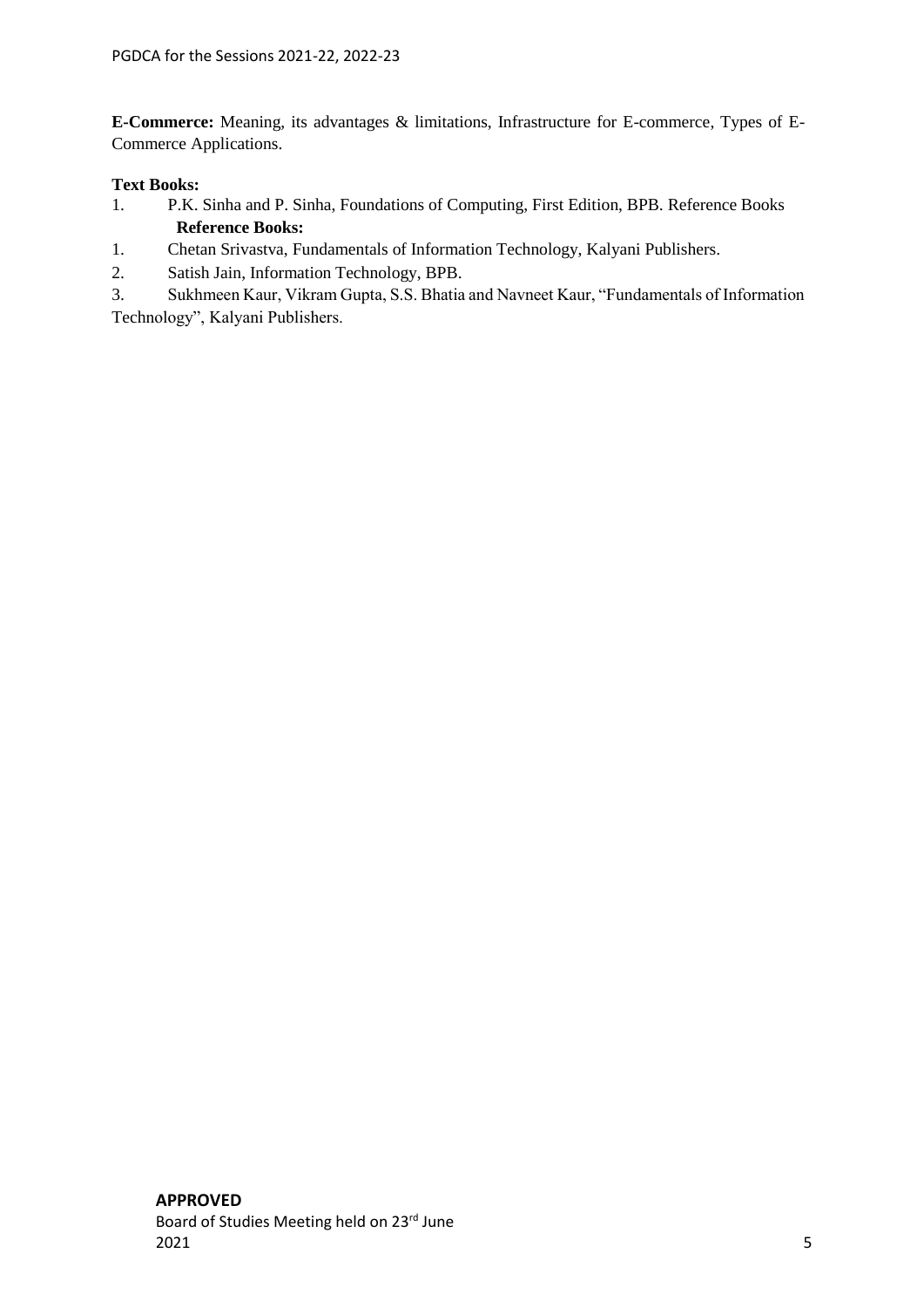**E-Commerce:** Meaning, its advantages & limitations, Infrastructure for E-commerce, Types of E-Commerce Applications.

**Text Books:**

1. P.K. Sinha and P. Sinha, Foundations of Computing, First Edition, BPB. Reference Books

**Reference Books:**

1. Chetan Srivastva, Fundamentals of Information Technology, Kalyani Publishers.
2. Satish Jain, Information Technology, BPB.
3. Sukhmeen Kaur, Vikram Gupta, S.S. Bhatia and Navneet Kaur, "Fundamentals of Information Technology", Kalyani Publishers.

**APPROVED**
Board of Studies Meeting held on 23rd June 2021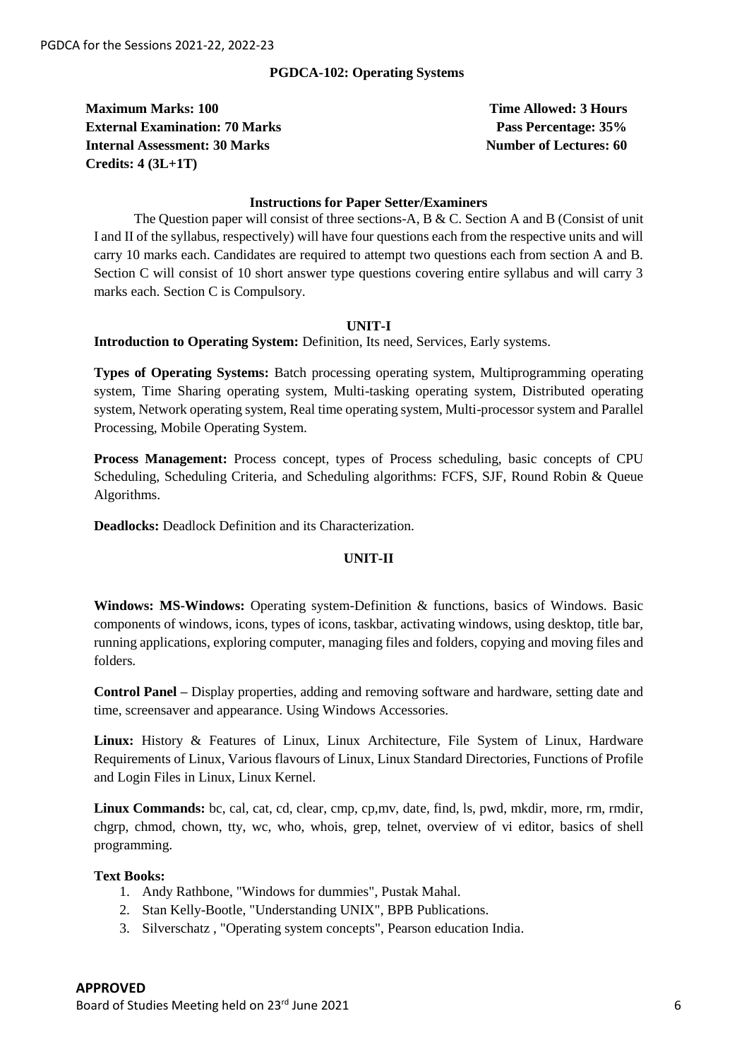## PGDCA-102: Operating Systems

**Maximum Marks: 100** | **Time Allowed: 3 Hours**
**External Examination: 70 Marks** | **Pass Percentage: 35%**
**Internal Assessment: 30 Marks** | **Number of Lectures: 60**
**Credits: 4 (3L+1T)**

### Instructions for Paper Setter/Examiners

The Question paper will consist of three sections-A, B & C. Section A and B (Consist of unit I and II of the syllabus, respectively) will have four questions each from the respective units and will carry 10 marks each. Candidates are required to attempt two questions each from section A and B. Section C will consist of 10 short answer type questions covering entire syllabus and will carry 3 marks each. Section C is Compulsory.

### UNIT-I

**Introduction to Operating System:** Definition, Its need, Services, Early systems.

**Types of Operating Systems:** Batch processing operating system, Multiprogramming operating system, Time Sharing operating system, Multi-tasking operating system, Distributed operating system, Network operating system, Real time operating system, Multi-processor system and Parallel Processing, Mobile Operating System.

**Process Management:** Process concept, types of Process scheduling, basic concepts of CPU Scheduling, Scheduling Criteria, and Scheduling algorithms: FCFS, SJF, Round Robin & Queue Algorithms.

**Deadlocks:** Deadlock Definition and its Characterization.

### UNIT-II

**Windows: MS-Windows:** Operating system-Definition & functions, basics of Windows. Basic components of windows, icons, types of icons, taskbar, activating windows, using desktop, title bar, running applications, exploring computer, managing files and folders, copying and moving files and folders.

**Control Panel** – Display properties, adding and removing software and hardware, setting date and time, screensaver and appearance. Using Windows Accessories.

**Linux:** History & Features of Linux, Linux Architecture, File System of Linux, Hardware Requirements of Linux, Various flavours of Linux, Linux Standard Directories, Functions of Profile and Login Files in Linux, Linux Kernel.

**Linux Commands:** bc, cal, cat, cd, clear, cmp, cp,mv, date, find, ls, pwd, mkdir, more, rm, rmdir, chgrp, chmod, chown, tty, wc, who, whois, grep, telnet, overview of vi editor, basics of shell programming.

**Text Books:**

1. Andy Rathbone, "Windows for dummies", Pustak Mahal.
2. Stan Kelly-Bootle, "Understanding UNIX", BPB Publications.
3. Silverschatz , "Operating system concepts", Pearson education India.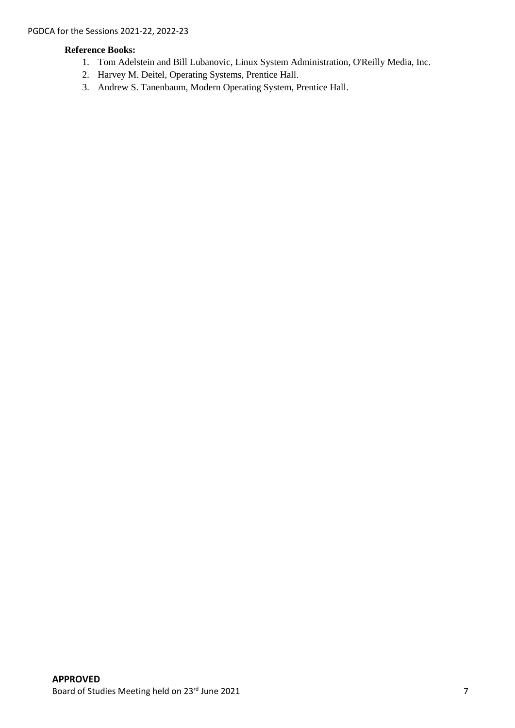**Reference Books:**

1. Tom Adelstein and Bill Lubanovic, Linux System Administration, O'Reilly Media, Inc.
2. Harvey M. Deitel, Operating Systems, Prentice Hall.
3. Andrew S. Tanenbaum, Modern Operating System, Prentice Hall.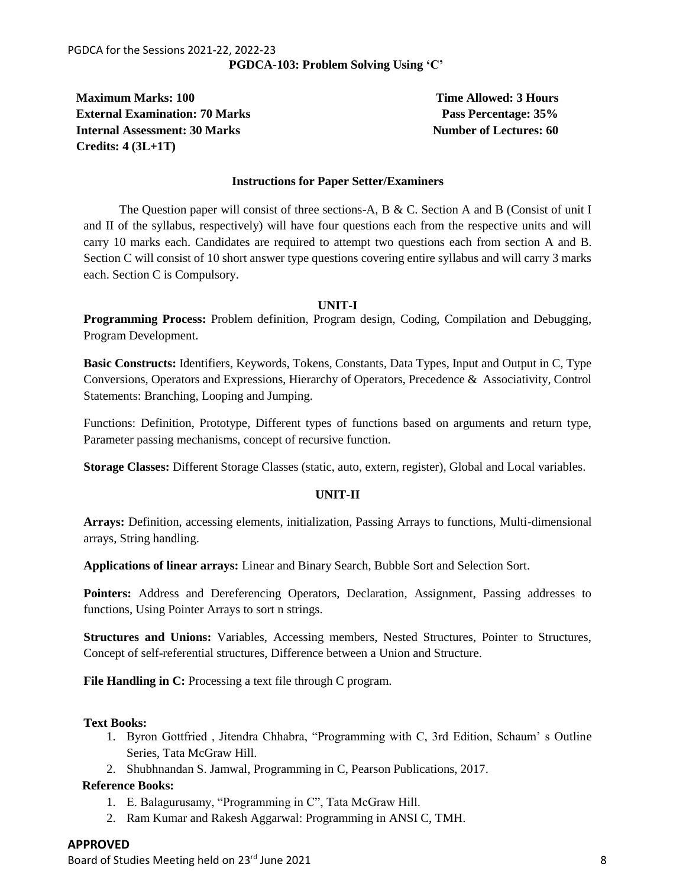## PGDCA-103: Problem Solving Using 'C'

**Maximum Marks: 100**
**External Examination: 70 Marks**
**Internal Assessment: 30 Marks**
**Credits: 4 (3L+1T)**

**Time Allowed: 3 Hours**
**Pass Percentage: 35%**
**Number of Lectures: 60**

### Instructions for Paper Setter/Examiners

The Question paper will consist of three sections-A, B & C. Section A and B (Consist of unit I and II of the syllabus, respectively) will have four questions each from the respective units and will carry 10 marks each. Candidates are required to attempt two questions each from section A and B. Section C will consist of 10 short answer type questions covering entire syllabus and will carry 3 marks each. Section C is Compulsory.

### UNIT-I

**Programming Process:** Problem definition, Program design, Coding, Compilation and Debugging, Program Development.

**Basic Constructs:** Identifiers, Keywords, Tokens, Constants, Data Types, Input and Output in C, Type Conversions, Operators and Expressions, Hierarchy of Operators, Precedence & Associativity, Control Statements: Branching, Looping and Jumping.

Functions: Definition, Prototype, Different types of functions based on arguments and return type, Parameter passing mechanisms, concept of recursive function.

**Storage Classes:** Different Storage Classes (static, auto, extern, register), Global and Local variables.

### UNIT-II

**Arrays:** Definition, accessing elements, initialization, Passing Arrays to functions, Multi-dimensional arrays, String handling.

**Applications of linear arrays:** Linear and Binary Search, Bubble Sort and Selection Sort.

**Pointers:** Address and Dereferencing Operators, Declaration, Assignment, Passing addresses to functions, Using Pointer Arrays to sort n strings.

**Structures and Unions:** Variables, Accessing members, Nested Structures, Pointer to Structures, Concept of self-referential structures, Difference between a Union and Structure.

**File Handling in C:** Processing a text file through C program.

**Text Books:**

1. Byron Gottfried , Jitendra Chhabra, "Programming with C, 3rd Edition, Schaum' s Outline Series, Tata McGraw Hill.
2. Shubhnandan S. Jamwal, Programming in C, Pearson Publications, 2017.

**Reference Books:**

1. E. Balagurusamy, "Programming in C", Tata McGraw Hill.
2. Ram Kumar and Rakesh Aggarwal: Programming in ANSI C, TMH.

**APPROVED**
Board of Studies Meeting held on 23rd June 2021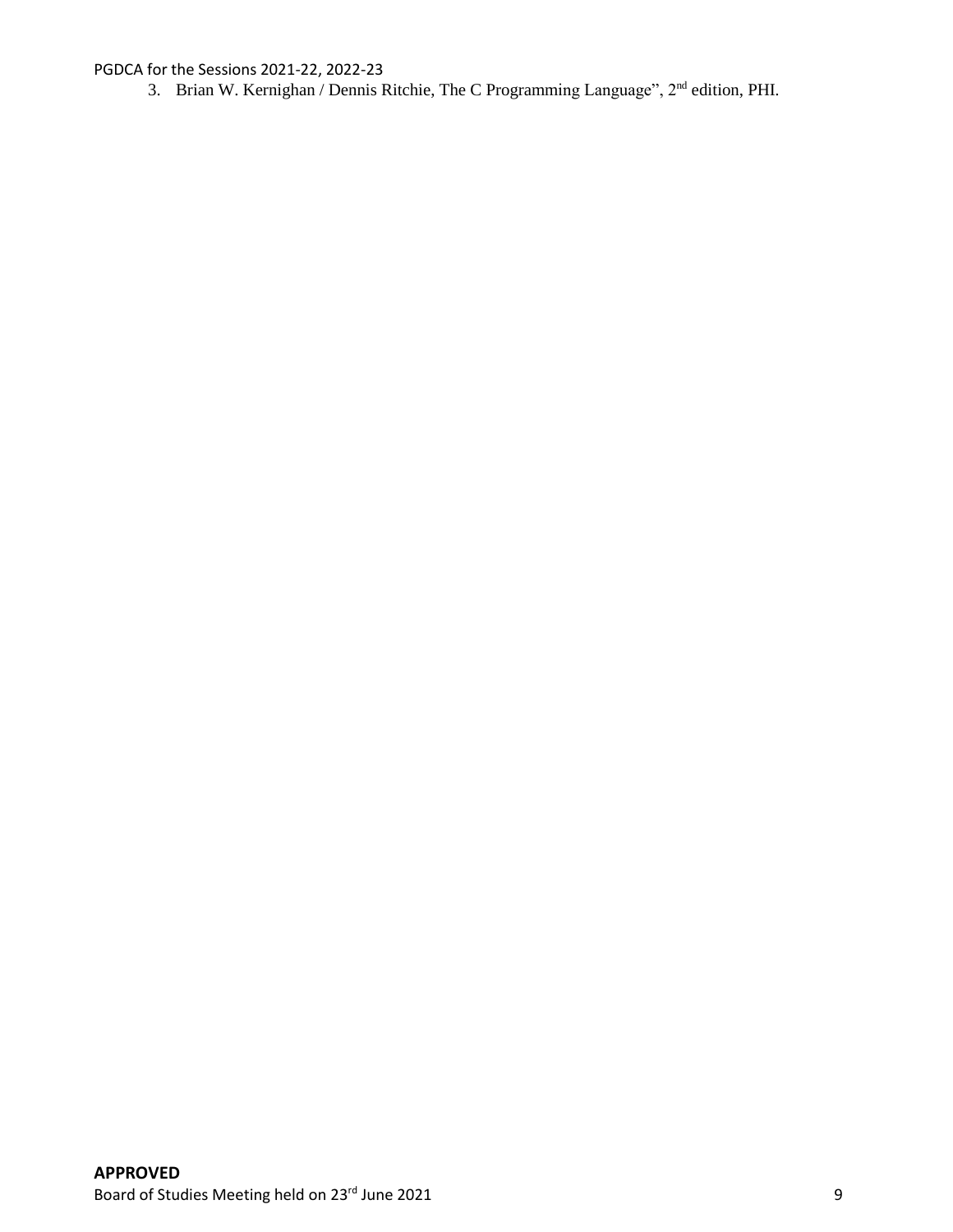3. Brian W. Kernighan / Dennis Ritchie, The C Programming Language", 2nd edition, PHI.

**APPROVED**

Board of Studies Meeting held on 23rd June 2021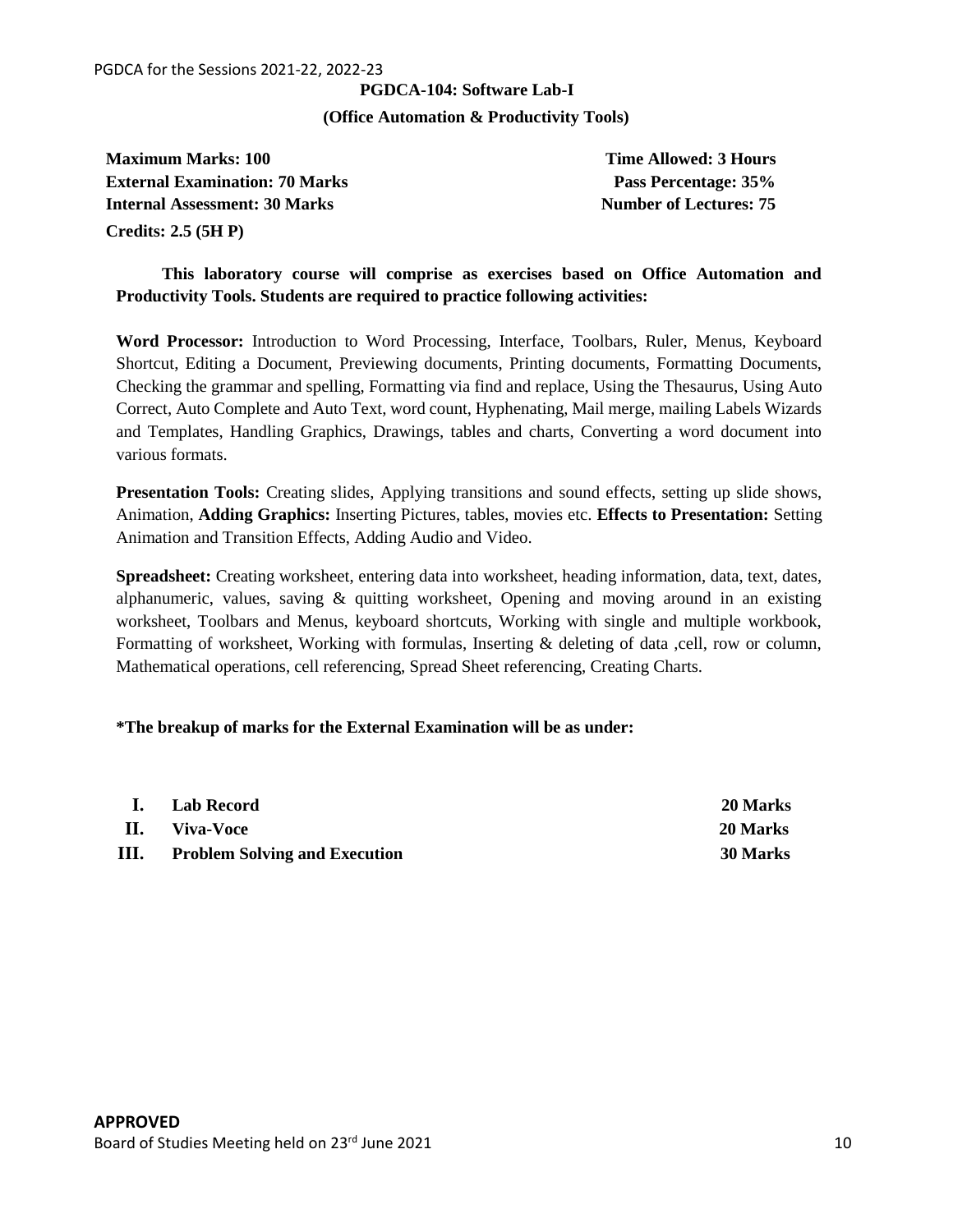## PGDCA-104: Software Lab-I

### (Office Automation & Productivity Tools)

**Maximum Marks: 100** **Time Allowed: 3 Hours**
**External Examination: 70 Marks** **Pass Percentage: 35%**
**Internal Assessment: 30 Marks** **Number of Lectures: 75**
**Credits: 2.5 (5H P)**

**This laboratory course will comprise as exercises based on Office Automation and Productivity Tools. Students are required to practice following activities:**

**Word Processor:** Introduction to Word Processing, Interface, Toolbars, Ruler, Menus, Keyboard Shortcut, Editing a Document, Previewing documents, Printing documents, Formatting Documents, Checking the grammar and spelling, Formatting via find and replace, Using the Thesaurus, Using Auto Correct, Auto Complete and Auto Text, word count, Hyphenating, Mail merge, mailing Labels Wizards and Templates, Handling Graphics, Drawings, tables and charts, Converting a word document into various formats.

**Presentation Tools:** Creating slides, Applying transitions and sound effects, setting up slide shows, Animation, **Adding Graphics:** Inserting Pictures, tables, movies etc. **Effects to Presentation:** Setting Animation and Transition Effects, Adding Audio and Video.

**Spreadsheet:** Creating worksheet, entering data into worksheet, heading information, data, text, dates, alphanumeric, values, saving & quitting worksheet, Opening and moving around in an existing worksheet, Toolbars and Menus, keyboard shortcuts, Working with single and multiple workbook, Formatting of worksheet, Working with formulas, Inserting & deleting of data ,cell, row or column, Mathematical operations, cell referencing, Spread Sheet referencing, Creating Charts.

**\*The breakup of marks for the External Examination will be as under:**

| | | |
|---|---|---|
| **I.** | **Lab Record** | **20 Marks** |
| **II.** | **Viva-Voce** | **20 Marks** |
| **III.** | **Problem Solving and Execution** | **30 Marks** |

**APPROVED**
Board of Studies Meeting held on 23rd June 2021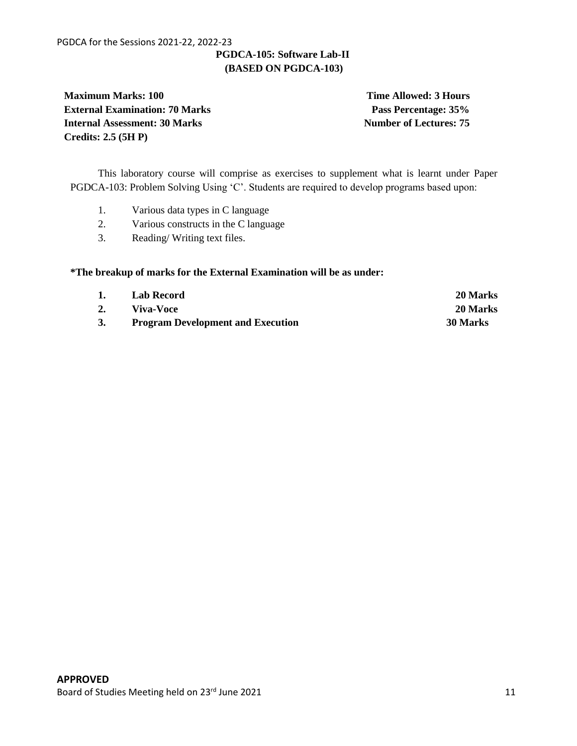## PGDCA-105: Software Lab-II
## (BASED ON PGDCA-103)

**Maximum Marks: 100**
**External Examination: 70 Marks**
**Internal Assessment: 30 Marks**
**Credits: 2.5 (5H P)**

**Time Allowed: 3 Hours**
**Pass Percentage: 35%**
**Number of Lectures: 75**

This laboratory course will comprise as exercises to supplement what is learnt under Paper PGDCA-103: Problem Solving Using 'C'. Students are required to develop programs based upon:

1. Various data types in C language
2. Various constructs in the C language
3. Reading/ Writing text files.

**\*The breakup of marks for the External Examination will be as under:**

| | | |
|---|---|---|
| **1.** | **Lab Record** | **20 Marks** |
| **2.** | **Viva-Voce** | **20 Marks** |
| **3.** | **Program Development and Execution** | **30 Marks** |

**APPROVED**
Board of Studies Meeting held on 23rd June 2021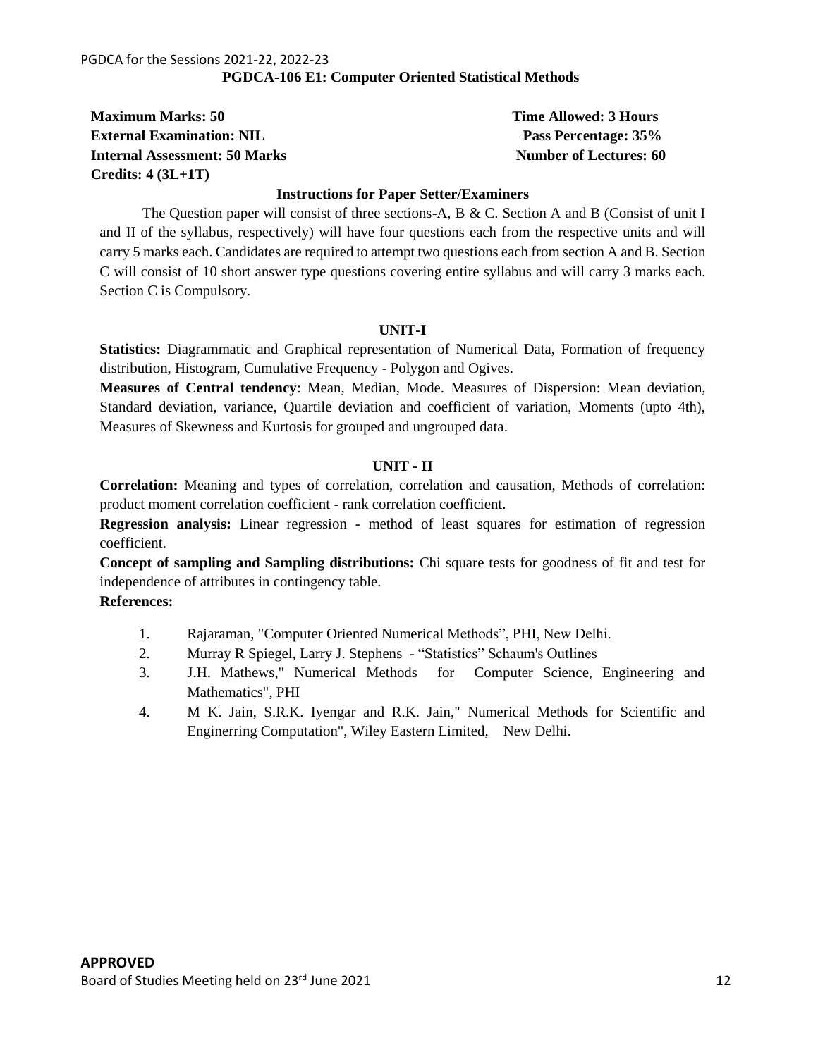## PGDCA-106 E1: Computer Oriented Statistical Methods

**Maximum Marks: 50** **Time Allowed: 3 Hours**
**External Examination: NIL** **Pass Percentage: 35%**
**Internal Assessment: 50 Marks** **Number of Lectures: 60**
**Credits: 4 (3L+1T)**

### Instructions for Paper Setter/Examiners

The Question paper will consist of three sections-A, B & C. Section A and B (Consist of unit I and II of the syllabus, respectively) will have four questions each from the respective units and will carry 5 marks each. Candidates are required to attempt two questions each from section A and B. Section C will consist of 10 short answer type questions covering entire syllabus and will carry 3 marks each. Section C is Compulsory.

### UNIT-I

**Statistics:** Diagrammatic and Graphical representation of Numerical Data, Formation of frequency distribution, Histogram, Cumulative Frequency - Polygon and Ogives.

**Measures of Central tendency**: Mean, Median, Mode. Measures of Dispersion: Mean deviation, Standard deviation, variance, Quartile deviation and coefficient of variation, Moments (upto 4th), Measures of Skewness and Kurtosis for grouped and ungrouped data.

### UNIT - II

**Correlation:** Meaning and types of correlation, correlation and causation, Methods of correlation: product moment correlation coefficient - rank correlation coefficient.

**Regression analysis:** Linear regression - method of least squares for estimation of regression coefficient.

**Concept of sampling and Sampling distributions:** Chi square tests for goodness of fit and test for independence of attributes in contingency table.

**References:**

1. Rajaraman, "Computer Oriented Numerical Methods", PHI, New Delhi.
2. Murray R Spiegel, Larry J. Stephens - "Statistics" Schaum's Outlines
3. J.H. Mathews," Numerical Methods for Computer Science, Engineering and Mathematics", PHI
4. M K. Jain, S.R.K. Iyengar and R.K. Jain," Numerical Methods for Scientific and Enginerring Computation", Wiley Eastern Limited, New Delhi.

**APPROVED**
Board of Studies Meeting held on 23rd June 2021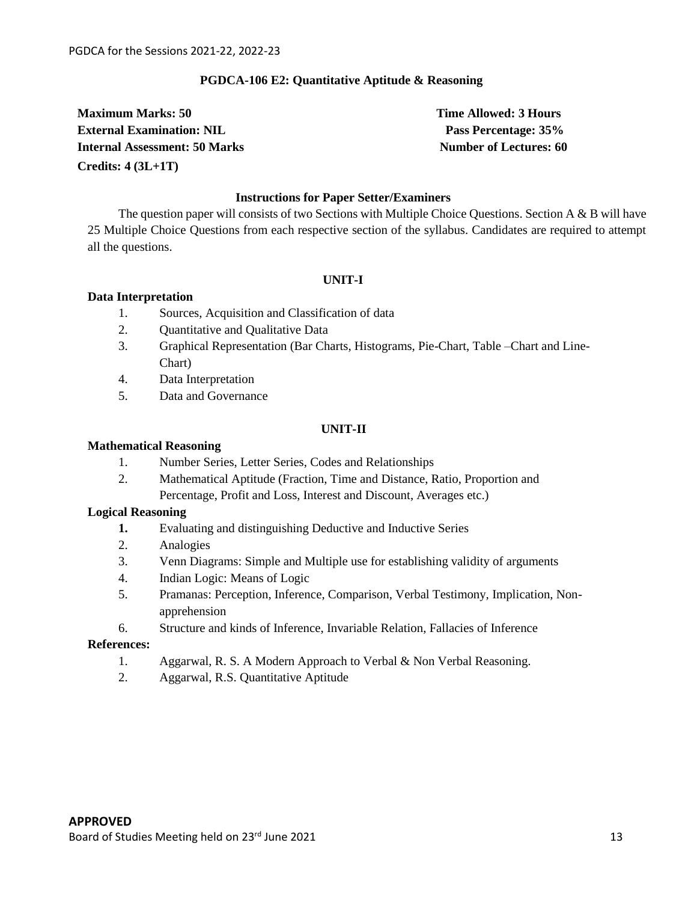## PGDCA-106 E2: Quantitative Aptitude & Reasoning

**Maximum Marks: 50** **Time Allowed: 3 Hours**
**External Examination: NIL** **Pass Percentage: 35%**
**Internal Assessment: 50 Marks** **Number of Lectures: 60**
**Credits: 4 (3L+1T)**

### Instructions for Paper Setter/Examiners

The question paper will consists of two Sections with Multiple Choice Questions. Section A & B will have 25 Multiple Choice Questions from each respective section of the syllabus. Candidates are required to attempt all the questions.

### UNIT-I

**Data Interpretation**

1. Sources, Acquisition and Classification of data
2. Quantitative and Qualitative Data
3. Graphical Representation (Bar Charts, Histograms, Pie-Chart, Table –Chart and Line-Chart)
4. Data Interpretation
5. Data and Governance

### UNIT-II

**Mathematical Reasoning**

1. Number Series, Letter Series, Codes and Relationships
2. Mathematical Aptitude (Fraction, Time and Distance, Ratio, Proportion and Percentage, Profit and Loss, Interest and Discount, Averages etc.)

**Logical Reasoning**

1. Evaluating and distinguishing Deductive and Inductive Series
2. Analogies
3. Venn Diagrams: Simple and Multiple use for establishing validity of arguments
4. Indian Logic: Means of Logic
5. Pramanas: Perception, Inference, Comparison, Verbal Testimony, Implication, Non-apprehension
6. Structure and kinds of Inference, Invariable Relation, Fallacies of Inference

**References:**

1. Aggarwal, R. S. A Modern Approach to Verbal & Non Verbal Reasoning.
2. Aggarwal, R.S. Quantitative Aptitude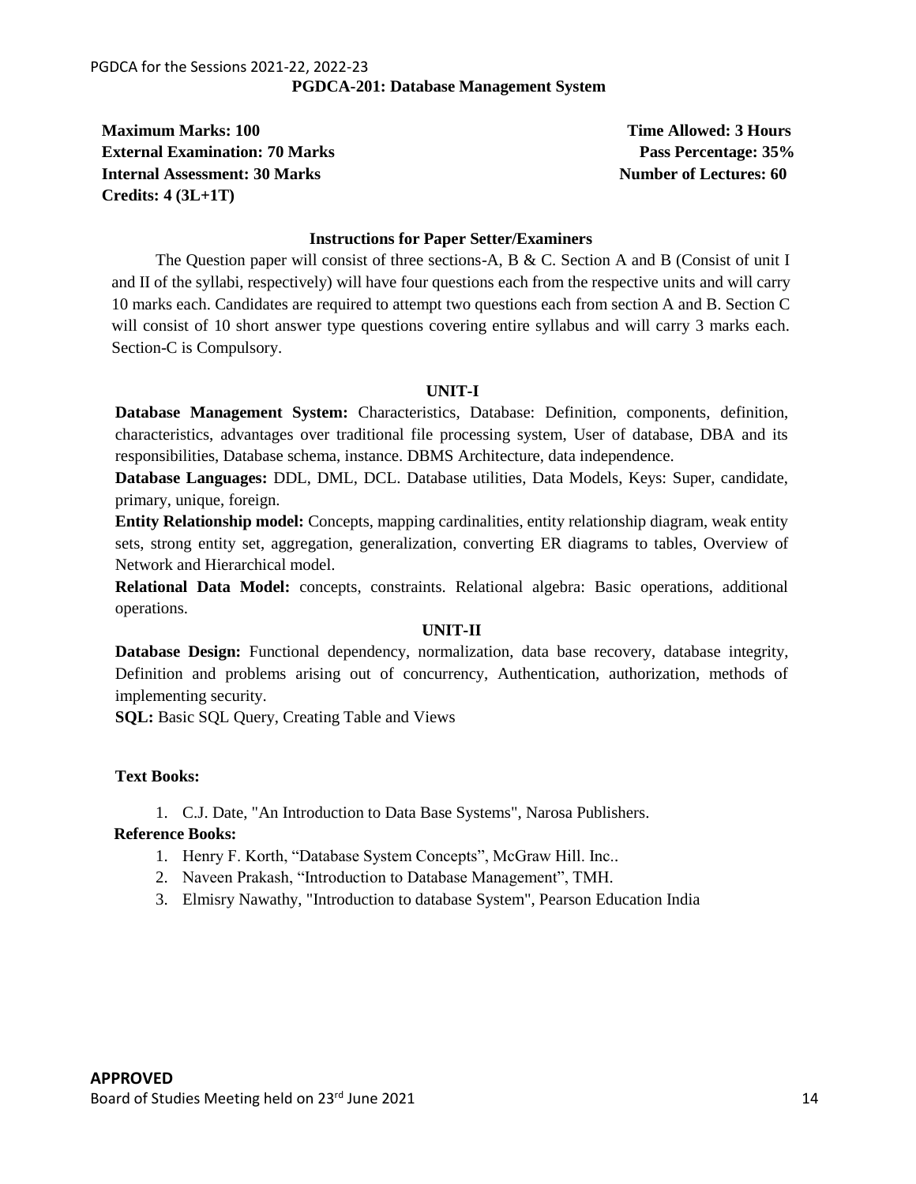PGDCA for the Sessions 2021-22, 2022-23

## PGDCA-201: Database Management System

**Maximum Marks: 100** **Time Allowed: 3 Hours**
**External Examination: 70 Marks** **Pass Percentage: 35%**
**Internal Assessment: 30 Marks** **Number of Lectures: 60**
**Credits: 4 (3L+1T)**

### Instructions for Paper Setter/Examiners

The Question paper will consist of three sections-A, B & C. Section A and B (Consist of unit I and II of the syllabi, respectively) will have four questions each from the respective units and will carry 10 marks each. Candidates are required to attempt two questions each from section A and B. Section C will consist of 10 short answer type questions covering entire syllabus and will carry 3 marks each. Section-C is Compulsory.

### UNIT-I

**Database Management System:** Characteristics, Database: Definition, components, definition, characteristics, advantages over traditional file processing system, User of database, DBA and its responsibilities, Database schema, instance. DBMS Architecture, data independence.

**Database Languages:** DDL, DML, DCL. Database utilities, Data Models, Keys: Super, candidate, primary, unique, foreign.

**Entity Relationship model:** Concepts, mapping cardinalities, entity relationship diagram, weak entity sets, strong entity set, aggregation, generalization, converting ER diagrams to tables, Overview of Network and Hierarchical model.

**Relational Data Model:** concepts, constraints. Relational algebra: Basic operations, additional operations.

### UNIT-II

**Database Design:** Functional dependency, normalization, data base recovery, database integrity, Definition and problems arising out of concurrency, Authentication, authorization, methods of implementing security.

**SQL:** Basic SQL Query, Creating Table and Views

**Text Books:**

1. C.J. Date, "An Introduction to Data Base Systems", Narosa Publishers.

**Reference Books:**

1. Henry F. Korth, “Database System Concepts”, McGraw Hill. Inc..
2. Naveen Prakash, “Introduction to Database Management”, TMH.
3. Elmisry Nawathy, "Introduction to database System", Pearson Education India

**APPROVED**
Board of Studies Meeting held on 23rd June 2021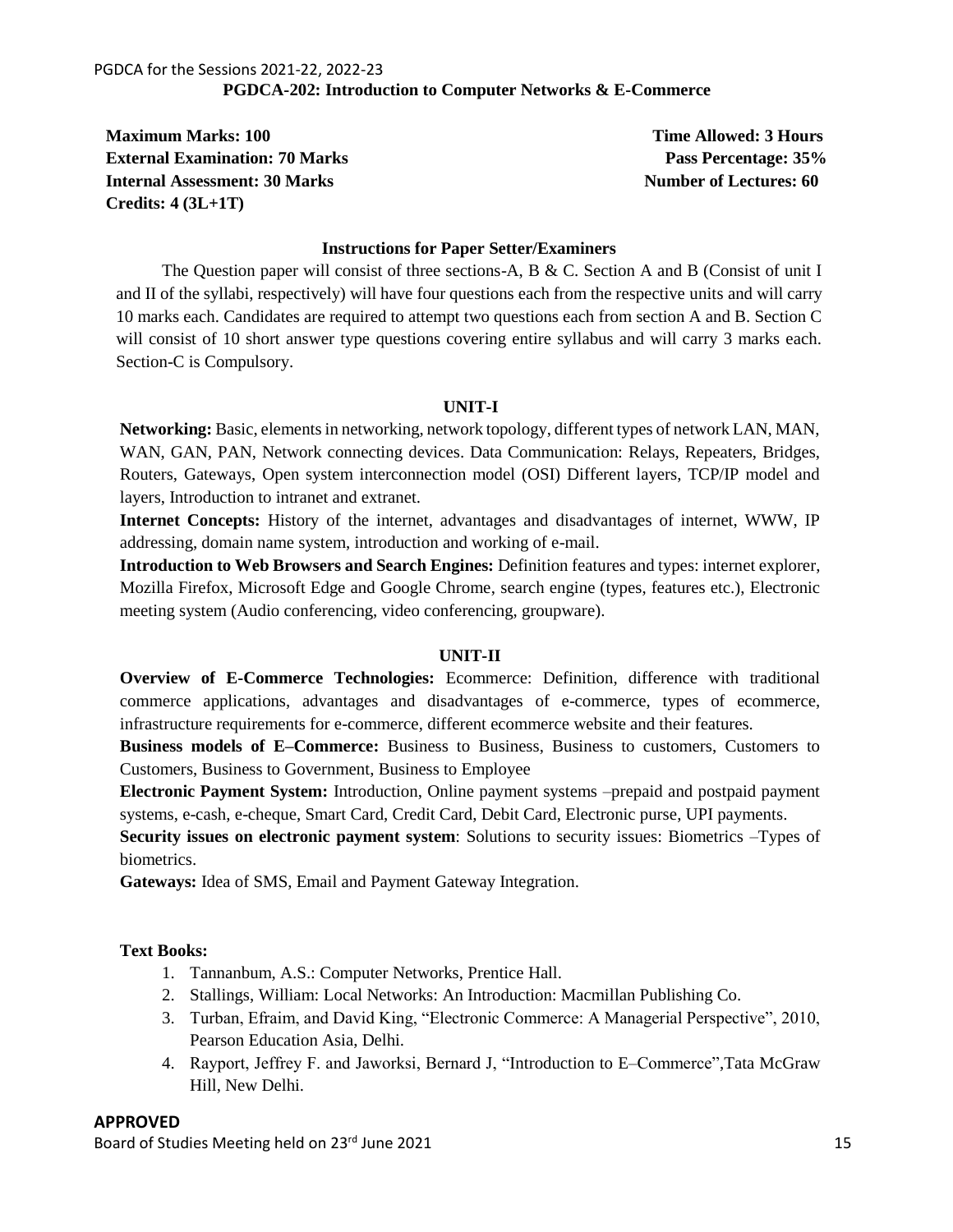## PGDCA-202: Introduction to Computer Networks & E-Commerce

**Maximum Marks: 100** **Time Allowed: 3 Hours**
**External Examination: 70 Marks** **Pass Percentage: 35%**
**Internal Assessment: 30 Marks** **Number of Lectures: 60**
**Credits: 4 (3L+1T)**

### Instructions for Paper Setter/Examiners

The Question paper will consist of three sections-A, B & C. Section A and B (Consist of unit I and II of the syllabi, respectively) will have four questions each from the respective units and will carry 10 marks each. Candidates are required to attempt two questions each from section A and B. Section C will consist of 10 short answer type questions covering entire syllabus and will carry 3 marks each. Section-C is Compulsory.

### UNIT-I

**Networking:** Basic, elements in networking, network topology, different types of network LAN, MAN, WAN, GAN, PAN, Network connecting devices. Data Communication: Relays, Repeaters, Bridges, Routers, Gateways, Open system interconnection model (OSI) Different layers, TCP/IP model and layers, Introduction to intranet and extranet.

**Internet Concepts:** History of the internet, advantages and disadvantages of internet, WWW, IP addressing, domain name system, introduction and working of e-mail.

**Introduction to Web Browsers and Search Engines:** Definition features and types: internet explorer, Mozilla Firefox, Microsoft Edge and Google Chrome, search engine (types, features etc.), Electronic meeting system (Audio conferencing, video conferencing, groupware).

### UNIT-II

**Overview of E-Commerce Technologies:** Ecommerce: Definition, difference with traditional commerce applications, advantages and disadvantages of e-commerce, types of ecommerce, infrastructure requirements for e-commerce, different ecommerce website and their features.

**Business models of E–Commerce:** Business to Business, Business to customers, Customers to Customers, Business to Government, Business to Employee

**Electronic Payment System:** Introduction, Online payment systems –prepaid and postpaid payment systems, e-cash, e-cheque, Smart Card, Credit Card, Debit Card, Electronic purse, UPI payments.

**Security issues on electronic payment system**: Solutions to security issues: Biometrics –Types of biometrics.

**Gateways:** Idea of SMS, Email and Payment Gateway Integration.

**Text Books:**

1. Tannanbum, A.S.: Computer Networks, Prentice Hall.
2. Stallings, William: Local Networks: An Introduction: Macmillan Publishing Co.
3. Turban, Efraim, and David King, "Electronic Commerce: A Managerial Perspective", 2010, Pearson Education Asia, Delhi.
4. Rayport, Jeffrey F. and Jaworksi, Bernard J, "Introduction to E–Commerce",Tata McGraw Hill, New Delhi.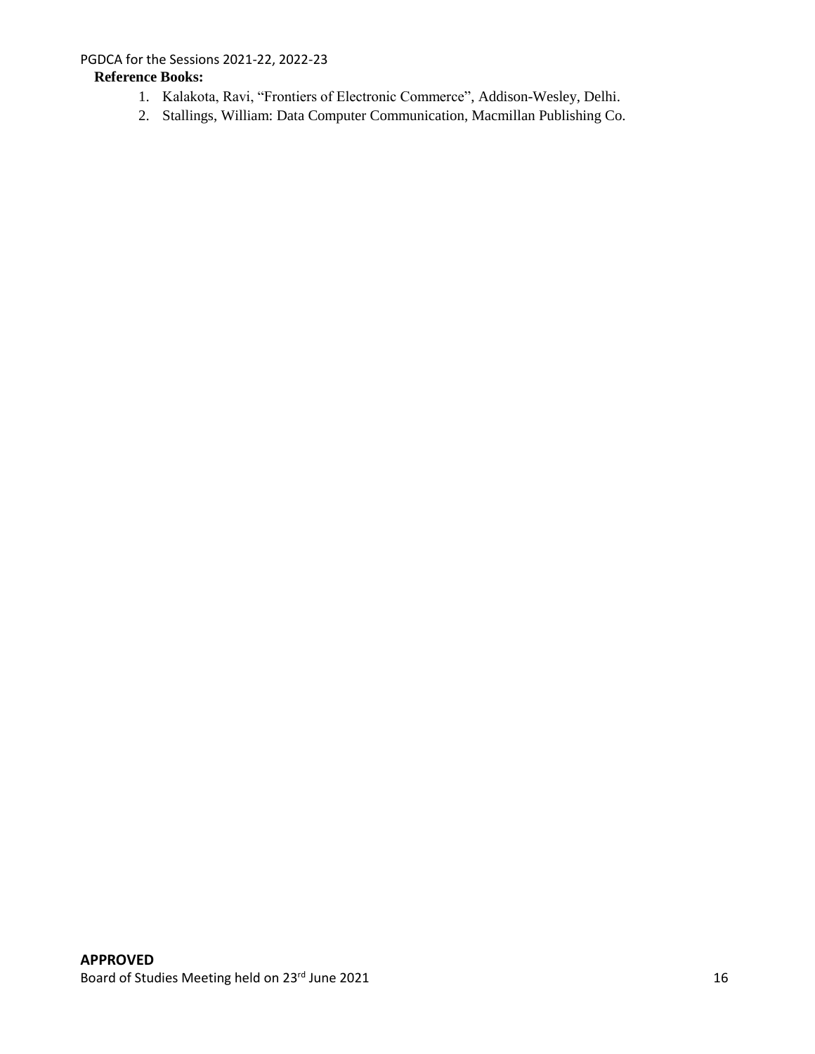**Reference Books:**

1. Kalakota, Ravi, "Frontiers of Electronic Commerce", Addison-Wesley, Delhi.
2. Stallings, William: Data Computer Communication, Macmillan Publishing Co.

**APPROVED**

Board of Studies Meeting held on 23rd June 2021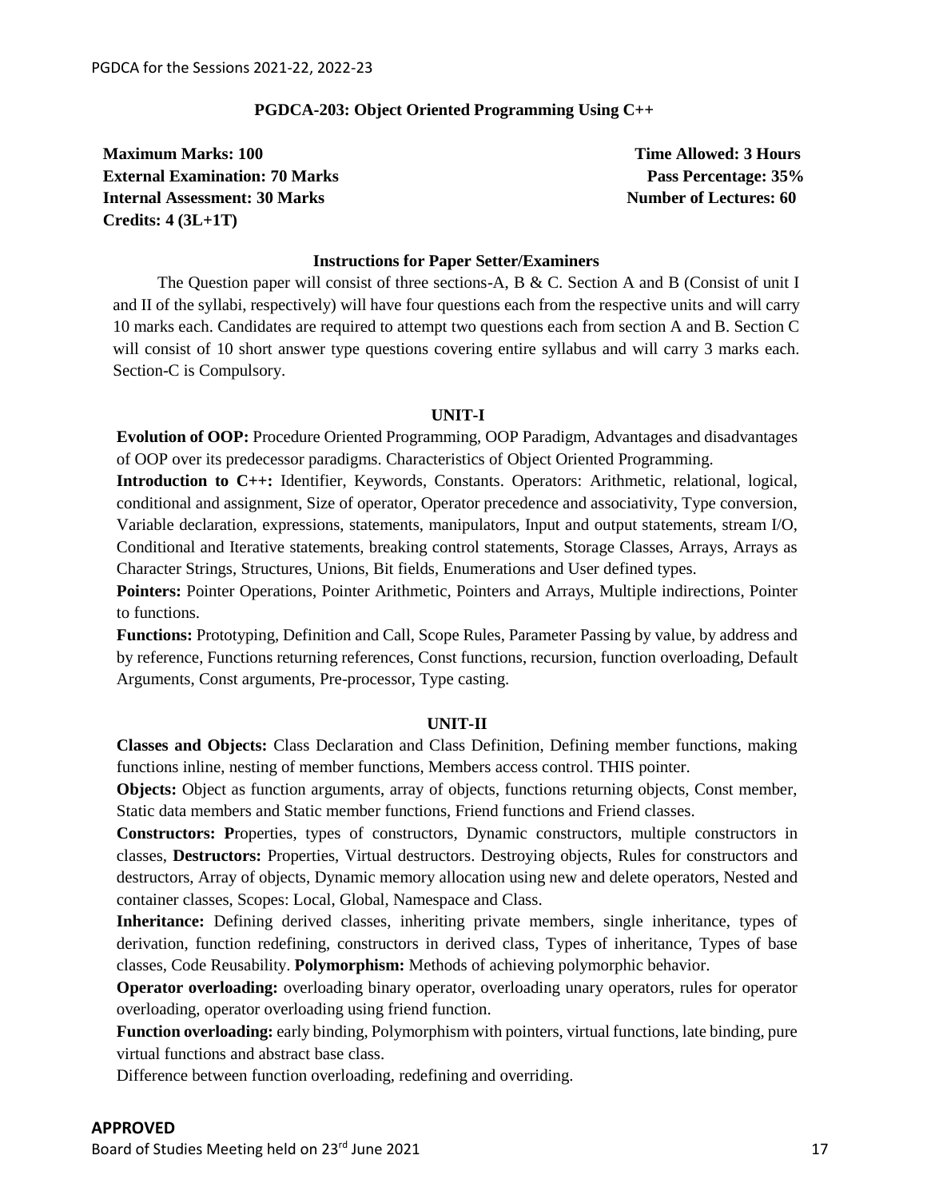## PGDCA-203: Object Oriented Programming Using C++

**Maximum Marks: 100** | **Time Allowed: 3 Hours**
**External Examination: 70 Marks** | **Pass Percentage: 35%**
**Internal Assessment: 30 Marks** | **Number of Lectures: 60**
**Credits: 4 (3L+1T)**

### Instructions for Paper Setter/Examiners

The Question paper will consist of three sections-A, B & C. Section A and B (Consist of unit I and II of the syllabi, respectively) will have four questions each from the respective units and will carry 10 marks each. Candidates are required to attempt two questions each from section A and B. Section C will consist of 10 short answer type questions covering entire syllabus and will carry 3 marks each. Section-C is Compulsory.

### UNIT-I

**Evolution of OOP:** Procedure Oriented Programming, OOP Paradigm, Advantages and disadvantages of OOP over its predecessor paradigms. Characteristics of Object Oriented Programming.

**Introduction to C++:** Identifier, Keywords, Constants. Operators: Arithmetic, relational, logical, conditional and assignment, Size of operator, Operator precedence and associativity, Type conversion, Variable declaration, expressions, statements, manipulators, Input and output statements, stream I/O, Conditional and Iterative statements, breaking control statements, Storage Classes, Arrays, Arrays as Character Strings, Structures, Unions, Bit fields, Enumerations and User defined types.

**Pointers:** Pointer Operations, Pointer Arithmetic, Pointers and Arrays, Multiple indirections, Pointer to functions.

**Functions:** Prototyping, Definition and Call, Scope Rules, Parameter Passing by value, by address and by reference, Functions returning references, Const functions, recursion, function overloading, Default Arguments, Const arguments, Pre-processor, Type casting.

### UNIT-II

**Classes and Objects:** Class Declaration and Class Definition, Defining member functions, making functions inline, nesting of member functions, Members access control. THIS pointer.

**Objects:** Object as function arguments, array of objects, functions returning objects, Const member, Static data members and Static member functions, Friend functions and Friend classes.

**Constructors: P**roperties, types of constructors, Dynamic constructors, multiple constructors in classes, **Destructors:** Properties, Virtual destructors. Destroying objects, Rules for constructors and destructors, Array of objects, Dynamic memory allocation using new and delete operators, Nested and container classes, Scopes: Local, Global, Namespace and Class.

**Inheritance:** Defining derived classes, inheriting private members, single inheritance, types of derivation, function redefining, constructors in derived class, Types of inheritance, Types of base classes, Code Reusability. **Polymorphism:** Methods of achieving polymorphic behavior.

**Operator overloading:** overloading binary operator, overloading unary operators, rules for operator overloading, operator overloading using friend function.

**Function overloading:** early binding, Polymorphism with pointers, virtual functions, late binding, pure virtual functions and abstract base class.

Difference between function overloading, redefining and overriding.

**APPROVED**
Board of Studies Meeting held on 23rd June 2021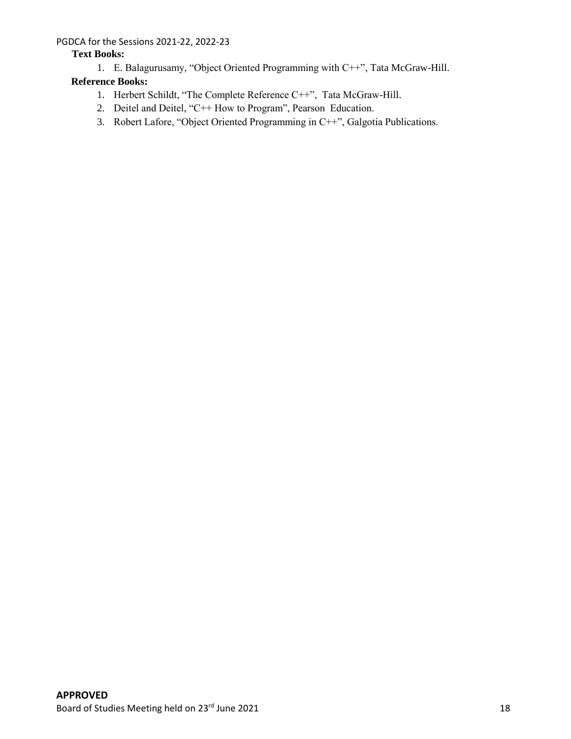**Text Books:**

1. E. Balagurusamy, "Object Oriented Programming with C++", Tata McGraw-Hill.

**Reference Books:**

1. Herbert Schildt, "The Complete Reference C++", Tata McGraw-Hill.
2. Deitel and Deitel, "C++ How to Program", Pearson Education.
3. Robert Lafore, "Object Oriented Programming in C++", Galgotia Publications.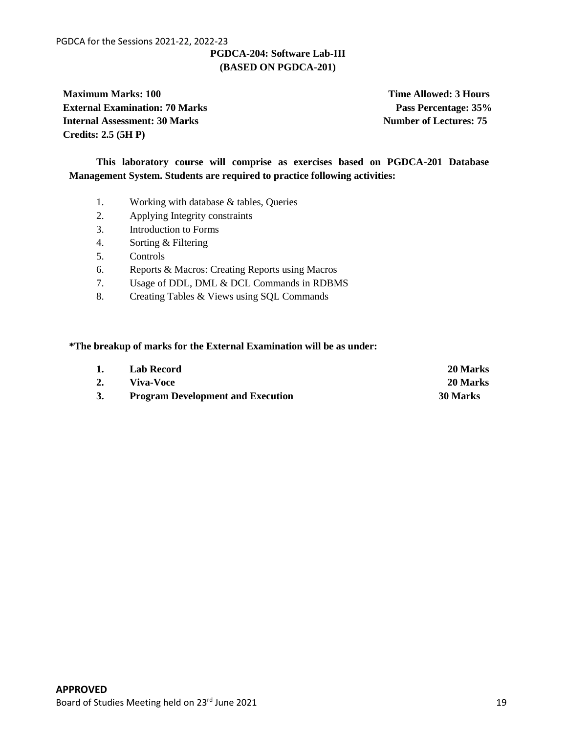## PGDCA-204: Software Lab-III
## (BASED ON PGDCA-201)

**Maximum Marks: 100** **Time Allowed: 3 Hours**
**External Examination: 70 Marks** **Pass Percentage: 35%**
**Internal Assessment: 30 Marks** **Number of Lectures: 75**
**Credits: 2.5 (5H P)**

**This laboratory course will comprise as exercises based on PGDCA-201 Database Management System. Students are required to practice following activities:**

1. Working with database & tables, Queries
2. Applying Integrity constraints
3. Introduction to Forms
4. Sorting & Filtering
5. Controls
6. Reports & Macros: Creating Reports using Macros
7. Usage of DDL, DML & DCL Commands in RDBMS
8. Creating Tables & Views using SQL Commands

**\*The breakup of marks for the External Examination will be as under:**

| | | |
|---|---|---|
| **1.** | **Lab Record** | **20 Marks** |
| **2.** | **Viva-Voce** | **20 Marks** |
| **3.** | **Program Development and Execution** | **30 Marks** |

**APPROVED**
Board of Studies Meeting held on 23rd June 2021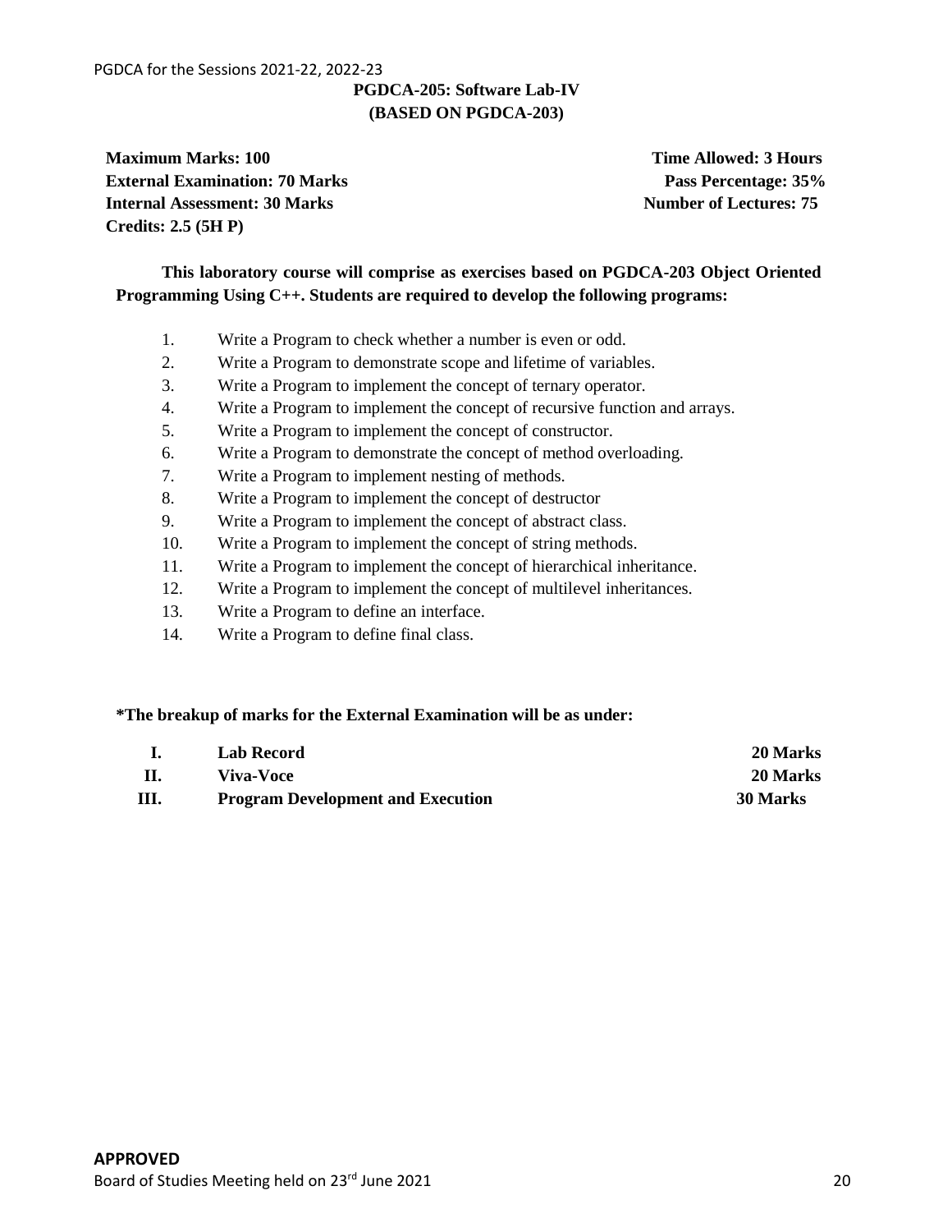## PGDCA-205: Software Lab-IV
## (BASED ON PGDCA-203)

**Maximum Marks: 100** | **Time Allowed: 3 Hours**
**External Examination: 70 Marks** | **Pass Percentage: 35%**
**Internal Assessment: 30 Marks** | **Number of Lectures: 75**
**Credits: 2.5 (5H P)**

**This laboratory course will comprise as exercises based on PGDCA-203 Object Oriented Programming Using C++. Students are required to develop the following programs:**

1. Write a Program to check whether a number is even or odd.
2. Write a Program to demonstrate scope and lifetime of variables.
3. Write a Program to implement the concept of ternary operator.
4. Write a Program to implement the concept of recursive function and arrays.
5. Write a Program to implement the concept of constructor.
6. Write a Program to demonstrate the concept of method overloading.
7. Write a Program to implement nesting of methods.
8. Write a Program to implement the concept of destructor
9. Write a Program to implement the concept of abstract class.
10. Write a Program to implement the concept of string methods.
11. Write a Program to implement the concept of hierarchical inheritance.
12. Write a Program to implement the concept of multilevel inheritances.
13. Write a Program to define an interface.
14. Write a Program to define final class.

**\*The breakup of marks for the External Examination will be as under:**

| | | |
|---|---|---|
| **I.** | **Lab Record** | **20 Marks** |
| **II.** | **Viva-Voce** | **20 Marks** |
| **III.** | **Program Development and Execution** | **30 Marks** |

**APPROVED**
Board of Studies Meeting held on 23rd June 2021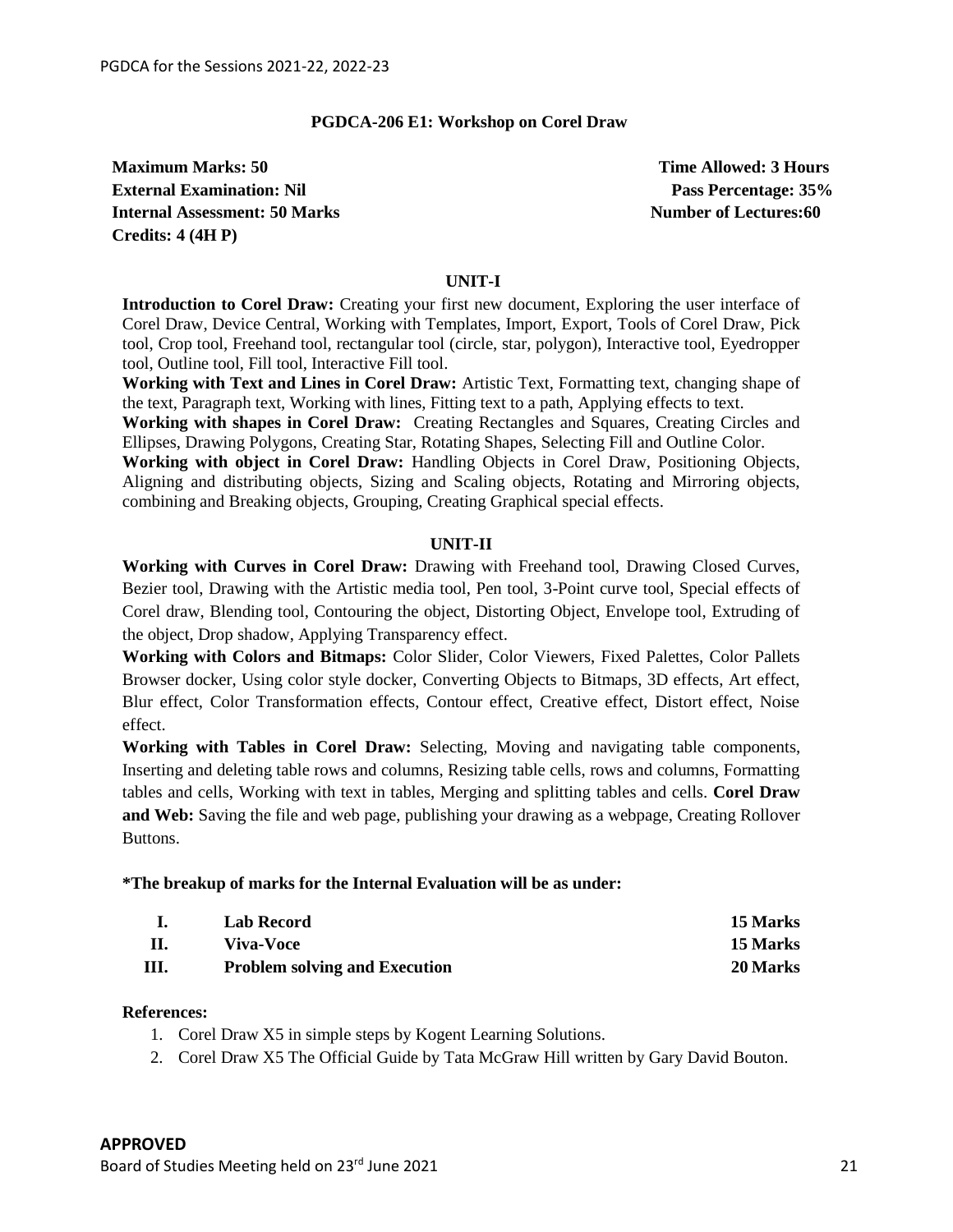## PGDCA-206 E1: Workshop on Corel Draw

**Maximum Marks: 50** | **Time Allowed: 3 Hours**
**External Examination: Nil** | **Pass Percentage: 35%**
**Internal Assessment: 50 Marks** | **Number of Lectures:60**
**Credits: 4 (4H P)**

### UNIT-I

**Introduction to Corel Draw:** Creating your first new document, Exploring the user interface of Corel Draw, Device Central, Working with Templates, Import, Export, Tools of Corel Draw, Pick tool, Crop tool, Freehand tool, rectangular tool (circle, star, polygon), Interactive tool, Eyedropper tool, Outline tool, Fill tool, Interactive Fill tool.

**Working with Text and Lines in Corel Draw:** Artistic Text, Formatting text, changing shape of the text, Paragraph text, Working with lines, Fitting text to a path, Applying effects to text.

**Working with shapes in Corel Draw:** Creating Rectangles and Squares, Creating Circles and Ellipses, Drawing Polygons, Creating Star, Rotating Shapes, Selecting Fill and Outline Color.

**Working with object in Corel Draw:** Handling Objects in Corel Draw, Positioning Objects, Aligning and distributing objects, Sizing and Scaling objects, Rotating and Mirroring objects, combining and Breaking objects, Grouping, Creating Graphical special effects.

### UNIT-II

**Working with Curves in Corel Draw:** Drawing with Freehand tool, Drawing Closed Curves, Bezier tool, Drawing with the Artistic media tool, Pen tool, 3-Point curve tool, Special effects of Corel draw, Blending tool, Contouring the object, Distorting Object, Envelope tool, Extruding of the object, Drop shadow, Applying Transparency effect.

**Working with Colors and Bitmaps:** Color Slider, Color Viewers, Fixed Palettes, Color Pallets Browser docker, Using color style docker, Converting Objects to Bitmaps, 3D effects, Art effect, Blur effect, Color Transformation effects, Contour effect, Creative effect, Distort effect, Noise effect.

**Working with Tables in Corel Draw:** Selecting, Moving and navigating table components, Inserting and deleting table rows and columns, Resizing table cells, rows and columns, Formatting tables and cells, Working with text in tables, Merging and splitting tables and cells. **Corel Draw and Web:** Saving the file and web page, publishing your drawing as a webpage, Creating Rollover Buttons.

**\*The breakup of marks for the Internal Evaluation will be as under:**

| | | |
|---|---|---|
| **I.** | **Lab Record** | **15 Marks** |
| **II.** | **Viva-Voce** | **15 Marks** |
| **III.** | **Problem solving and Execution** | **20 Marks** |

**References:**

1. Corel Draw X5 in simple steps by Kogent Learning Solutions.
2. Corel Draw X5 The Official Guide by Tata McGraw Hill written by Gary David Bouton.

**APPROVED**

Board of Studies Meeting held on 23rd June 2021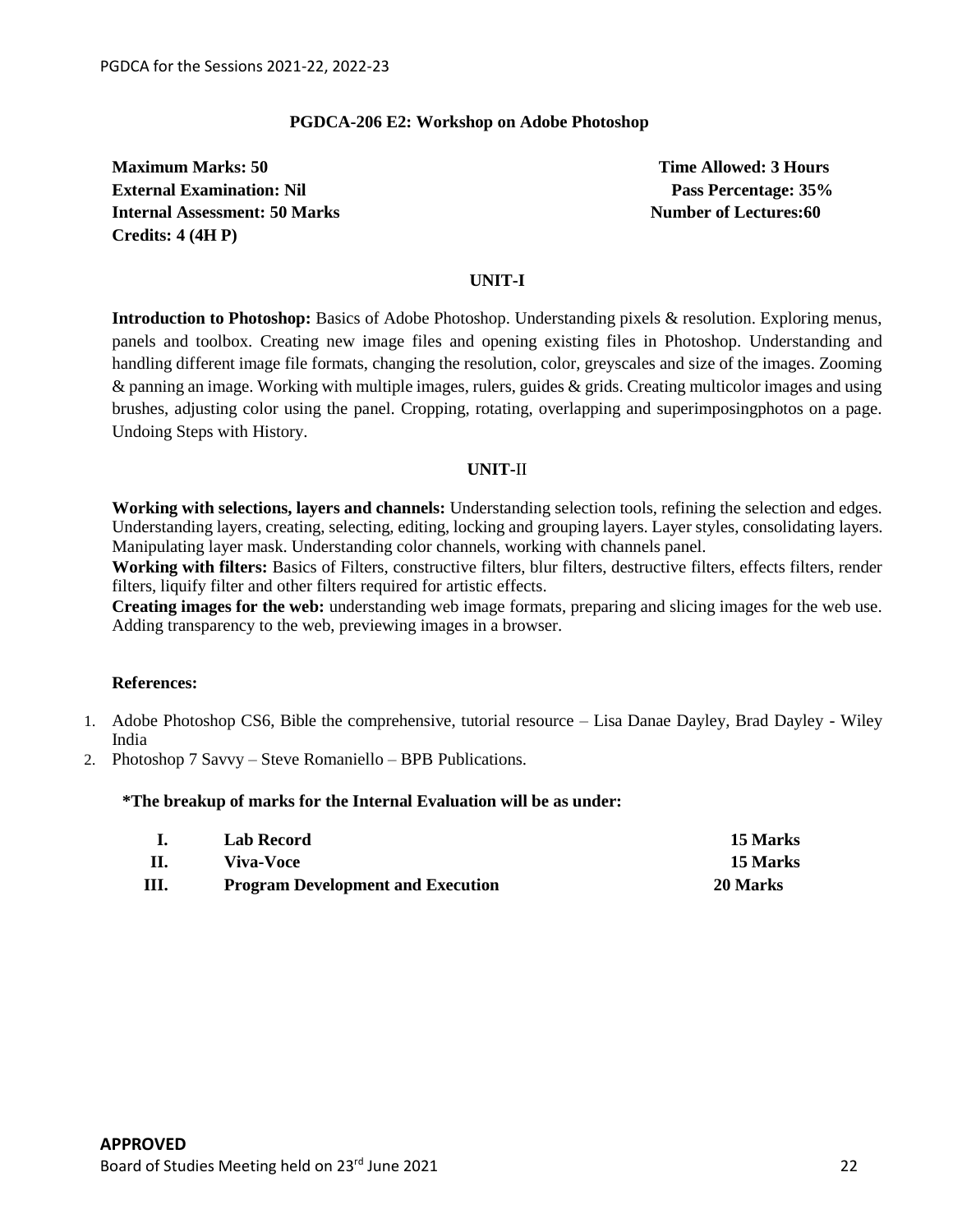## PGDCA-206 E2: Workshop on Adobe Photoshop

**Maximum Marks: 50** **Time Allowed: 3 Hours**
**External Examination: Nil** **Pass Percentage: 35%**
**Internal Assessment: 50 Marks** **Number of Lectures:60**
**Credits: 4 (4H P)**

### UNIT-I

**Introduction to Photoshop:** Basics of Adobe Photoshop. Understanding pixels & resolution. Exploring menus, panels and toolbox. Creating new image files and opening existing files in Photoshop. Understanding and handling different image file formats, changing the resolution, color, greyscales and size of the images. Zooming & panning an image. Working with multiple images, rulers, guides & grids. Creating multicolor images and using brushes, adjusting color using the panel. Cropping, rotating, overlapping and superimposingphotos on a page. Undoing Steps with History.

### UNIT-II

**Working with selections, layers and channels:** Understanding selection tools, refining the selection and edges. Understanding layers, creating, selecting, editing, locking and grouping layers. Layer styles, consolidating layers. Manipulating layer mask. Understanding color channels, working with channels panel.

**Working with filters:** Basics of Filters, constructive filters, blur filters, destructive filters, effects filters, render filters, liquify filter and other filters required for artistic effects.

**Creating images for the web:** understanding web image formats, preparing and slicing images for the web use. Adding transparency to the web, previewing images in a browser.

**References:**

1. Adobe Photoshop CS6, Bible the comprehensive, tutorial resource – Lisa Danae Dayley, Brad Dayley - Wiley India
2. Photoshop 7 Savvy – Steve Romaniello – BPB Publications.

**\*The breakup of marks for the Internal Evaluation will be as under:**

| | | |
|---|---|---|
| **I.** | **Lab Record** | **15 Marks** |
| **II.** | **Viva-Voce** | **15 Marks** |
| **III.** | **Program Development and Execution** | **20 Marks** |

**APPROVED**
Board of Studies Meeting held on 23rd June 2021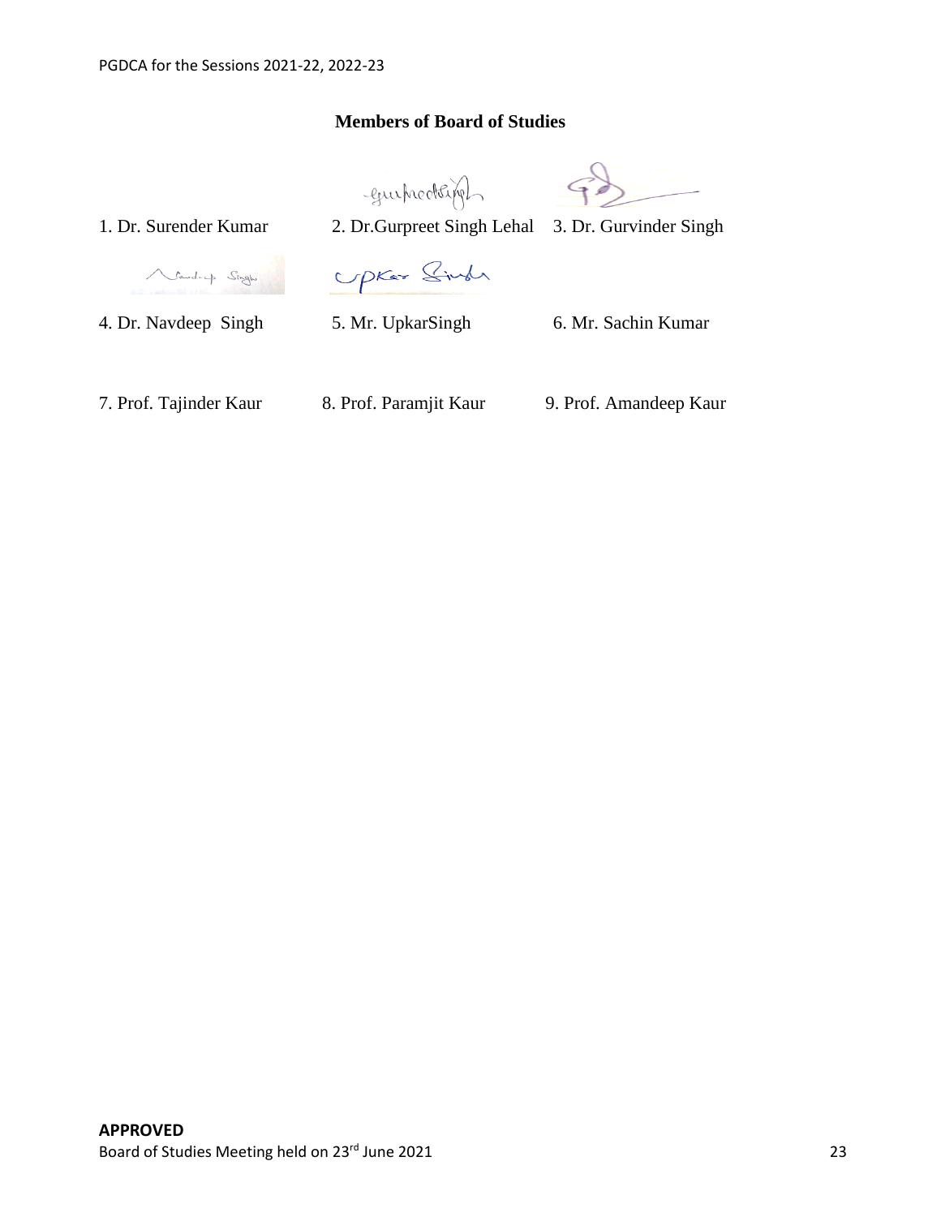**Members of Board of Studies**

| | | |
|---|---|---|
| 1. Dr. Surender Kumar | 2. Dr.Gurpreet Singh Lehal | 3. Dr. Gurvinder Singh |
| 4. Dr. Navdeep Singh | 5. Mr. UpkarSingh | 6. Mr. Sachin Kumar |
| 7. Prof. Tajinder Kaur | 8. Prof. Paramjit Kaur | 9. Prof. Amandeep Kaur |

**APPROVED**

Board of Studies Meeting held on 23rd June 2021